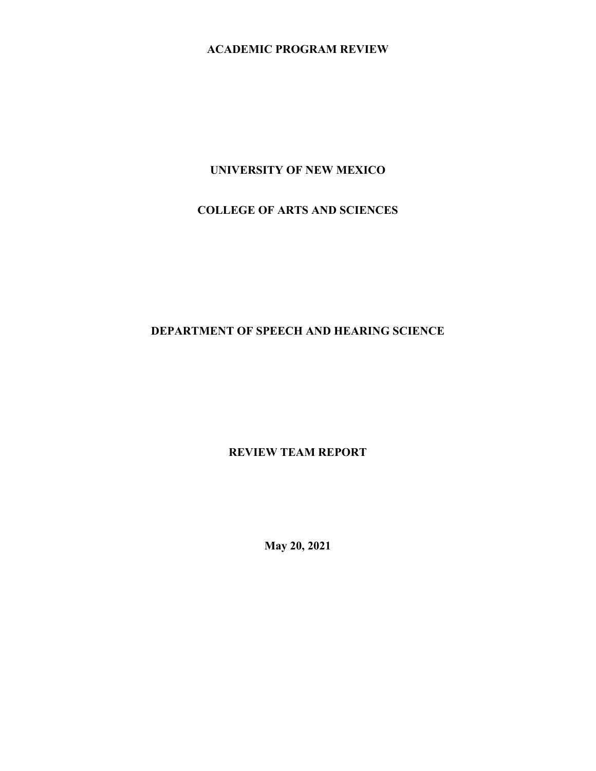**ACADEMIC PROGRAM REVIEW**

**UNIVERSITY OF NEW MEXICO**

**COLLEGE OF ARTS AND SCIENCES**

**DEPARTMENT OF SPEECH AND HEARING SCIENCE**

**REVIEW TEAM REPORT**

**May 20, 2021**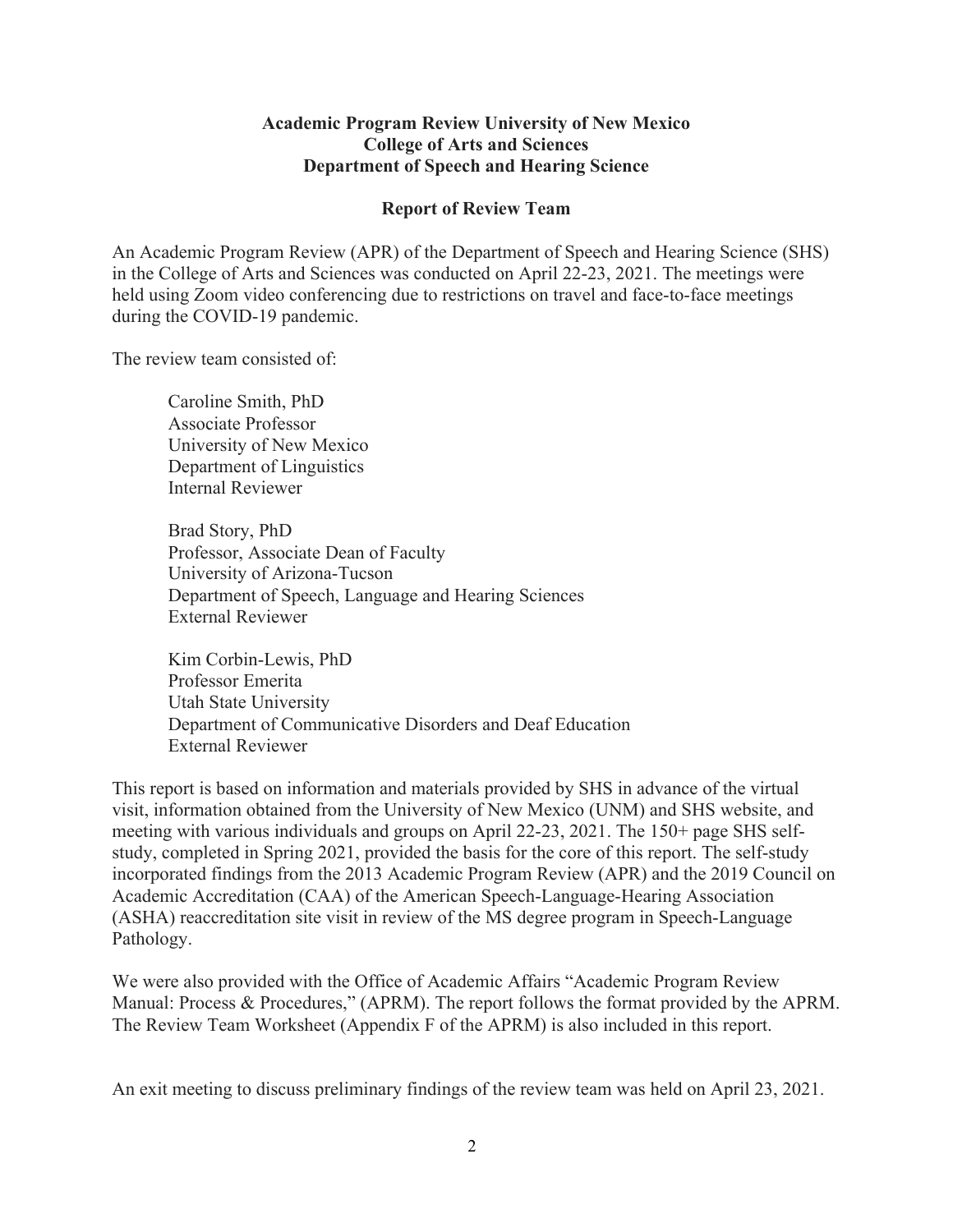**Academic Program Review University of New Mexico**
**College of Arts and Sciences**
**Department of Speech and Hearing Science**

**Report of Review Team**

An Academic Program Review (APR) of the Department of Speech and Hearing Science (SHS) in the College of Arts and Sciences was conducted on April 22-23, 2021. The meetings were held using Zoom video conferencing due to restrictions on travel and face-to-face meetings during the COVID-19 pandemic.

The review team consisted of:

Caroline Smith, PhD
Associate Professor
University of New Mexico
Department of Linguistics
Internal Reviewer

Brad Story, PhD
Professor, Associate Dean of Faculty
University of Arizona-Tucson
Department of Speech, Language and Hearing Sciences
External Reviewer

Kim Corbin-Lewis, PhD
Professor Emerita
Utah State University
Department of Communicative Disorders and Deaf Education
External Reviewer

This report is based on information and materials provided by SHS in advance of the virtual visit, information obtained from the University of New Mexico (UNM) and SHS website, and meeting with various individuals and groups on April 22-23, 2021. The 150+ page SHS self-study, completed in Spring 2021, provided the basis for the core of this report. The self-study incorporated findings from the 2013 Academic Program Review (APR) and the 2019 Council on Academic Accreditation (CAA) of the American Speech-Language-Hearing Association (ASHA) reaccreditation site visit in review of the MS degree program in Speech-Language Pathology.

We were also provided with the Office of Academic Affairs "Academic Program Review Manual: Process & Procedures," (APRM). The report follows the format provided by the APRM. The Review Team Worksheet (Appendix F of the APRM) is also included in this report.

An exit meeting to discuss preliminary findings of the review team was held on April 23, 2021.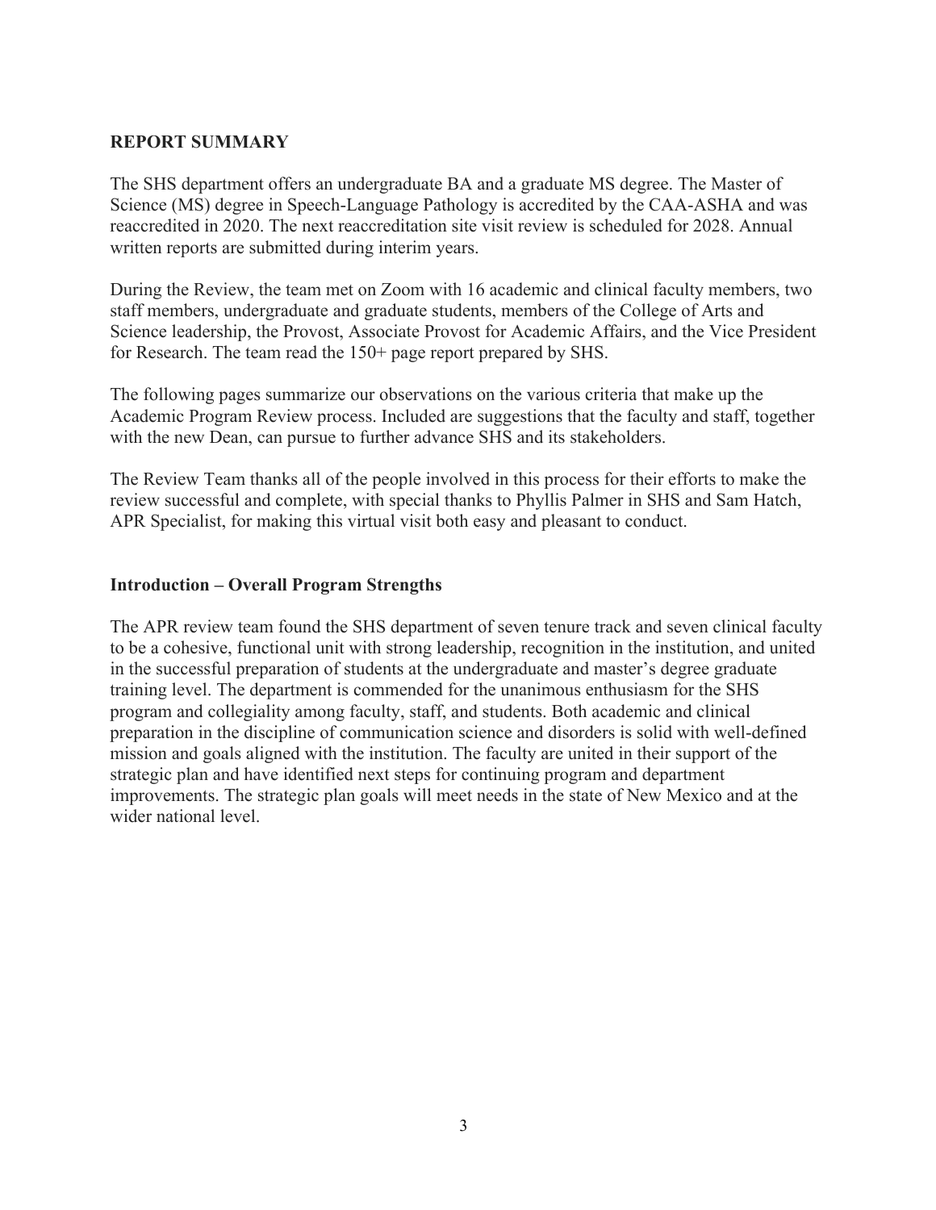## REPORT SUMMARY

The SHS department offers an undergraduate BA and a graduate MS degree. The Master of Science (MS) degree in Speech-Language Pathology is accredited by the CAA-ASHA and was reaccredited in 2020. The next reaccreditation site visit review is scheduled for 2028. Annual written reports are submitted during interim years.

During the Review, the team met on Zoom with 16 academic and clinical faculty members, two staff members, undergraduate and graduate students, members of the College of Arts and Science leadership, the Provost, Associate Provost for Academic Affairs, and the Vice President for Research. The team read the 150+ page report prepared by SHS.

The following pages summarize our observations on the various criteria that make up the Academic Program Review process. Included are suggestions that the faculty and staff, together with the new Dean, can pursue to further advance SHS and its stakeholders.

The Review Team thanks all of the people involved in this process for their efforts to make the review successful and complete, with special thanks to Phyllis Palmer in SHS and Sam Hatch, APR Specialist, for making this virtual visit both easy and pleasant to conduct.

### Introduction – Overall Program Strengths

The APR review team found the SHS department of seven tenure track and seven clinical faculty to be a cohesive, functional unit with strong leadership, recognition in the institution, and united in the successful preparation of students at the undergraduate and master's degree graduate training level. The department is commended for the unanimous enthusiasm for the SHS program and collegiality among faculty, staff, and students. Both academic and clinical preparation in the discipline of communication science and disorders is solid with well-defined mission and goals aligned with the institution. The faculty are united in their support of the strategic plan and have identified next steps for continuing program and department improvements. The strategic plan goals will meet needs in the state of New Mexico and at the wider national level.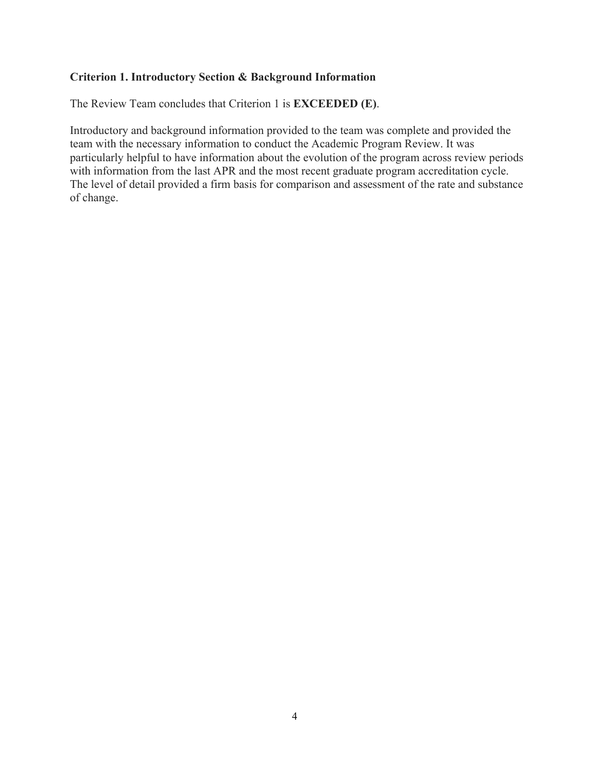### Criterion 1. Introductory Section & Background Information

The Review Team concludes that Criterion 1 is **EXCEEDED (E)**.

Introductory and background information provided to the team was complete and provided the team with the necessary information to conduct the Academic Program Review. It was particularly helpful to have information about the evolution of the program across review periods with information from the last APR and the most recent graduate program accreditation cycle. The level of detail provided a firm basis for comparison and assessment of the rate and substance of change.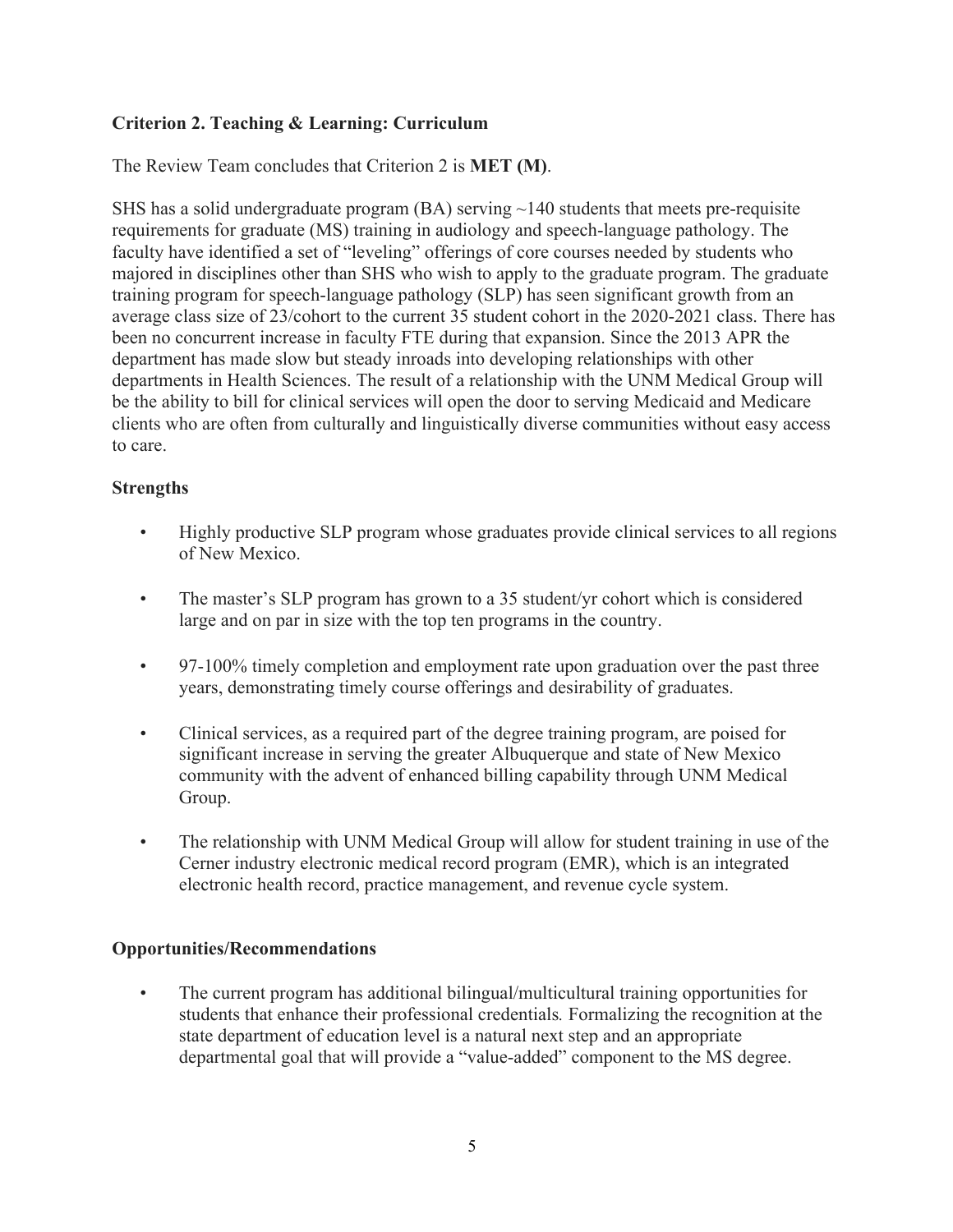### Criterion 2. Teaching & Learning: Curriculum

The Review Team concludes that Criterion 2 is **MET (M)**.

SHS has a solid undergraduate program (BA) serving ~140 students that meets pre-requisite requirements for graduate (MS) training in audiology and speech-language pathology. The faculty have identified a set of "leveling" offerings of core courses needed by students who majored in disciplines other than SHS who wish to apply to the graduate program. The graduate training program for speech-language pathology (SLP) has seen significant growth from an average class size of 23/cohort to the current 35 student cohort in the 2020-2021 class. There has been no concurrent increase in faculty FTE during that expansion. Since the 2013 APR the department has made slow but steady inroads into developing relationships with other departments in Health Sciences. The result of a relationship with the UNM Medical Group will be the ability to bill for clinical services will open the door to serving Medicaid and Medicare clients who are often from culturally and linguistically diverse communities without easy access to care.

#### Strengths

- Highly productive SLP program whose graduates provide clinical services to all regions of New Mexico.
- The master's SLP program has grown to a 35 student/yr cohort which is considered large and on par in size with the top ten programs in the country.
- 97-100% timely completion and employment rate upon graduation over the past three years, demonstrating timely course offerings and desirability of graduates.
- Clinical services, as a required part of the degree training program, are poised for significant increase in serving the greater Albuquerque and state of New Mexico community with the advent of enhanced billing capability through UNM Medical Group.
- The relationship with UNM Medical Group will allow for student training in use of the Cerner industry electronic medical record program (EMR), which is an integrated electronic health record, practice management, and revenue cycle system.

#### Opportunities/Recommendations

- The current program has additional bilingual/multicultural training opportunities for students that enhance their professional credentials. Formalizing the recognition at the state department of education level is a natural next step and an appropriate departmental goal that will provide a "value-added" component to the MS degree.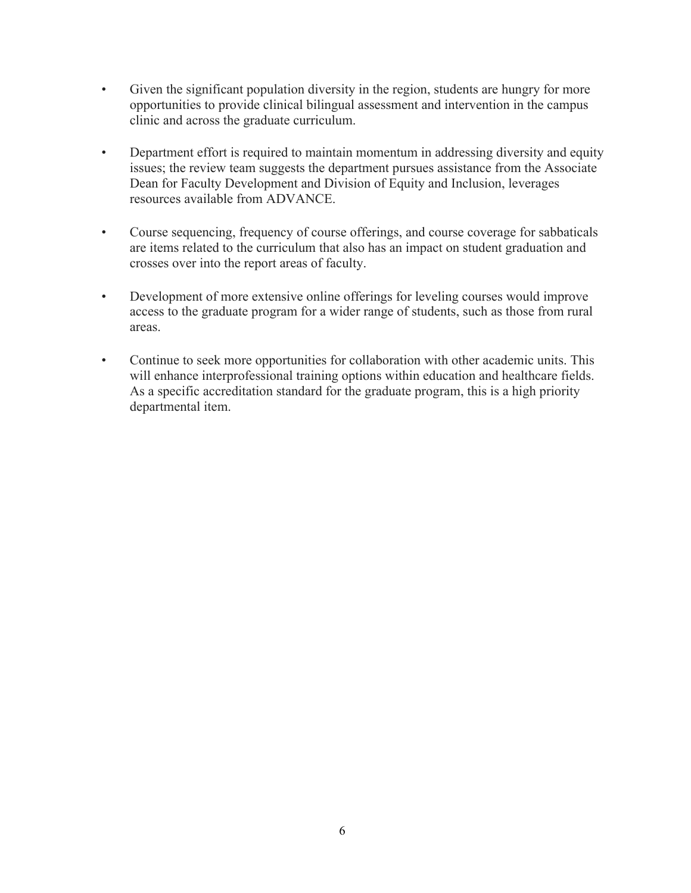- Given the significant population diversity in the region, students are hungry for more opportunities to provide clinical bilingual assessment and intervention in the campus clinic and across the graduate curriculum.

- Department effort is required to maintain momentum in addressing diversity and equity issues; the review team suggests the department pursues assistance from the Associate Dean for Faculty Development and Division of Equity and Inclusion, leverages resources available from ADVANCE.

- Course sequencing, frequency of course offerings, and course coverage for sabbaticals are items related to the curriculum that also has an impact on student graduation and crosses over into the report areas of faculty.

- Development of more extensive online offerings for leveling courses would improve access to the graduate program for a wider range of students, such as those from rural areas.

- Continue to seek more opportunities for collaboration with other academic units. This will enhance interprofessional training options within education and healthcare fields. As a specific accreditation standard for the graduate program, this is a high priority departmental item.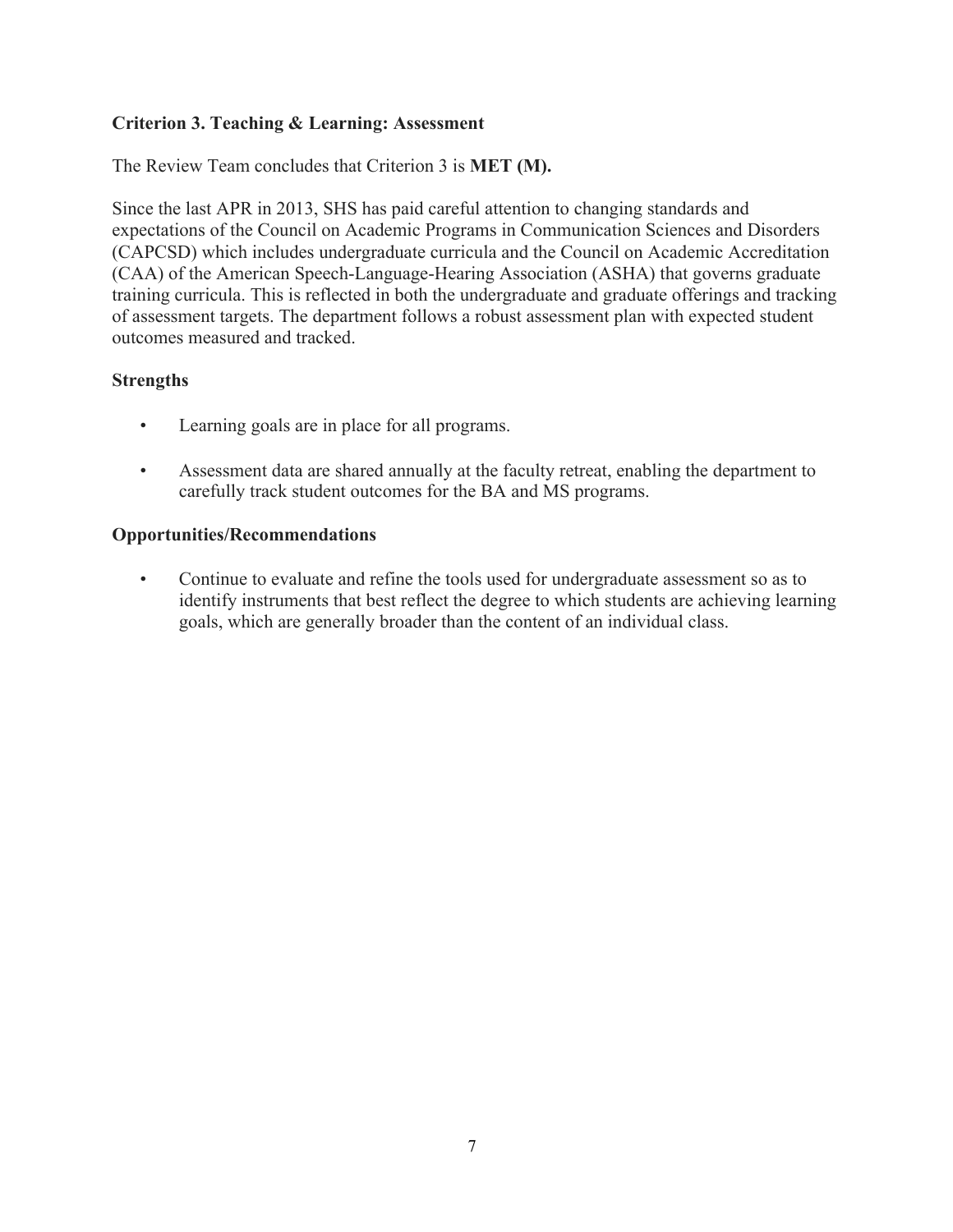### Criterion 3. Teaching & Learning: Assessment

The Review Team concludes that Criterion 3 is **MET (M).**

Since the last APR in 2013, SHS has paid careful attention to changing standards and expectations of the Council on Academic Programs in Communication Sciences and Disorders (CAPCSD) which includes undergraduate curricula and the Council on Academic Accreditation (CAA) of the American Speech-Language-Hearing Association (ASHA) that governs graduate training curricula. This is reflected in both the undergraduate and graduate offerings and tracking of assessment targets. The department follows a robust assessment plan with expected student outcomes measured and tracked.

#### Strengths

- Learning goals are in place for all programs.
- Assessment data are shared annually at the faculty retreat, enabling the department to carefully track student outcomes for the BA and MS programs.

#### Opportunities/Recommendations

- Continue to evaluate and refine the tools used for undergraduate assessment so as to identify instruments that best reflect the degree to which students are achieving learning goals, which are generally broader than the content of an individual class.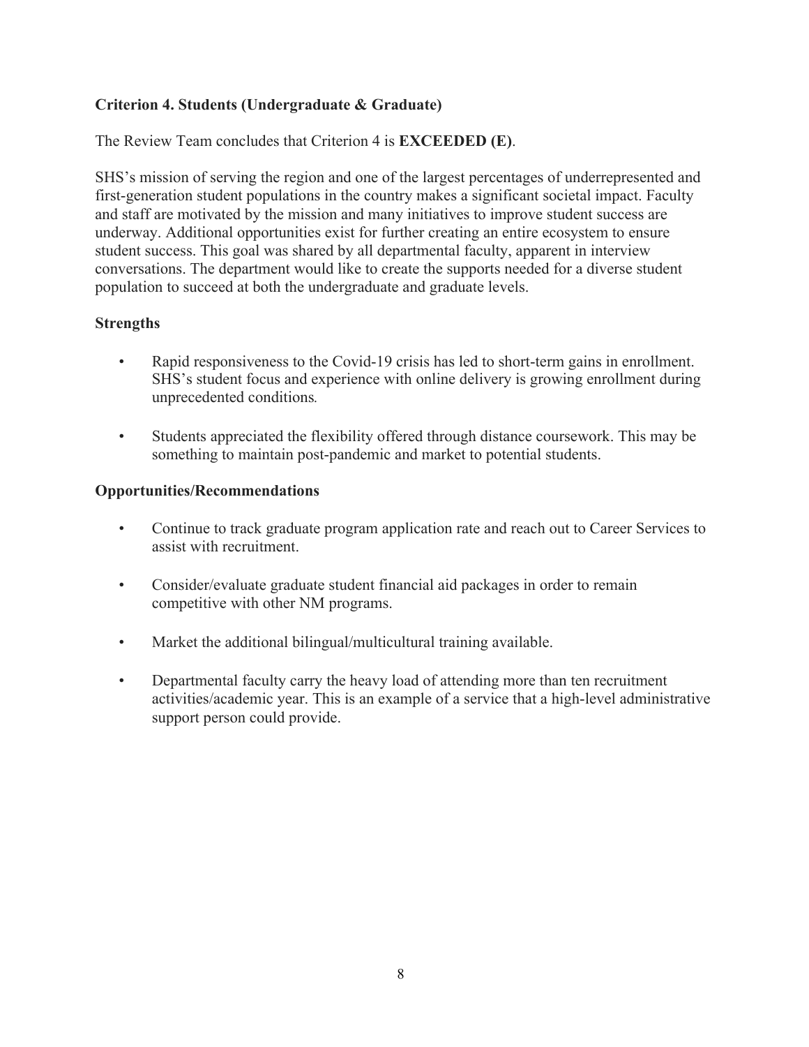### Criterion 4. Students (Undergraduate & Graduate)

The Review Team concludes that Criterion 4 is **EXCEEDED (E)**.

SHS's mission of serving the region and one of the largest percentages of underrepresented and first-generation student populations in the country makes a significant societal impact. Faculty and staff are motivated by the mission and many initiatives to improve student success are underway. Additional opportunities exist for further creating an entire ecosystem to ensure student success. This goal was shared by all departmental faculty, apparent in interview conversations. The department would like to create the supports needed for a diverse student population to succeed at both the undergraduate and graduate levels.

#### Strengths

- Rapid responsiveness to the Covid-19 crisis has led to short-term gains in enrollment. SHS's student focus and experience with online delivery is growing enrollment during unprecedented conditions.
- Students appreciated the flexibility offered through distance coursework. This may be something to maintain post-pandemic and market to potential students.

#### Opportunities/Recommendations

- Continue to track graduate program application rate and reach out to Career Services to assist with recruitment.
- Consider/evaluate graduate student financial aid packages in order to remain competitive with other NM programs.
- Market the additional bilingual/multicultural training available.
- Departmental faculty carry the heavy load of attending more than ten recruitment activities/academic year. This is an example of a service that a high-level administrative support person could provide.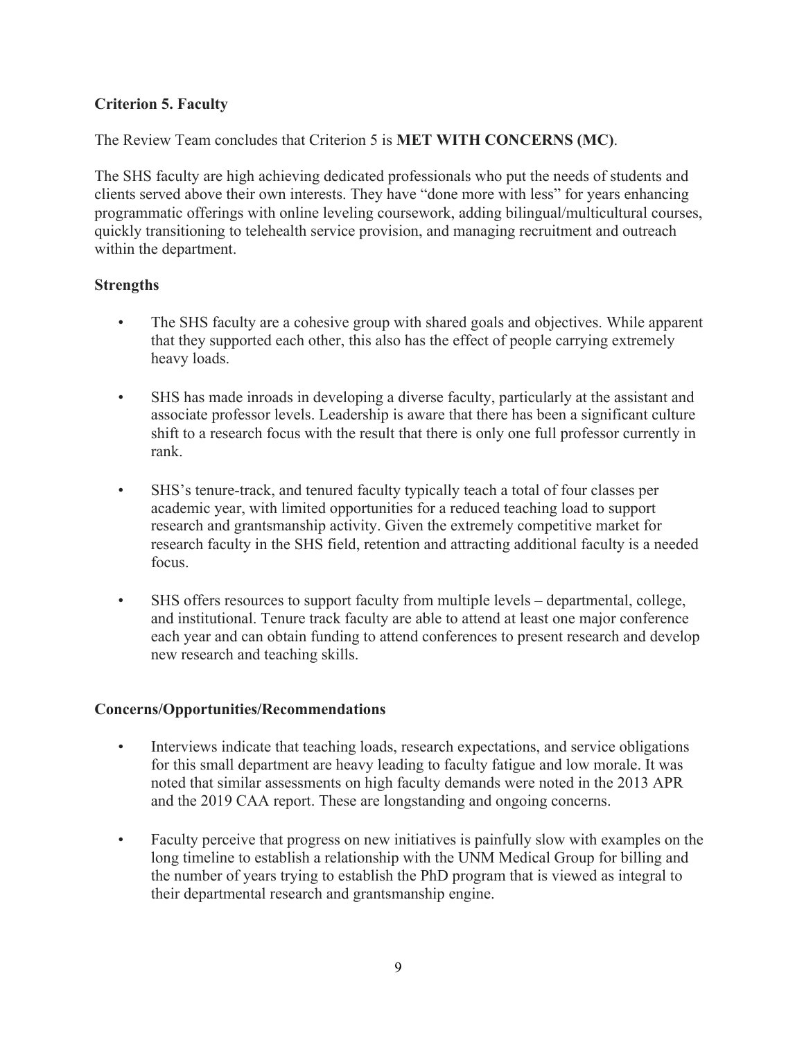**Criterion 5. Faculty**

The Review Team concludes that Criterion 5 is **MET WITH CONCERNS (MC)**.

The SHS faculty are high achieving dedicated professionals who put the needs of students and clients served above their own interests. They have "done more with less" for years enhancing programmatic offerings with online leveling coursework, adding bilingual/multicultural courses, quickly transitioning to telehealth service provision, and managing recruitment and outreach within the department.

**Strengths**

- The SHS faculty are a cohesive group with shared goals and objectives. While apparent that they supported each other, this also has the effect of people carrying extremely heavy loads.
- SHS has made inroads in developing a diverse faculty, particularly at the assistant and associate professor levels. Leadership is aware that there has been a significant culture shift to a research focus with the result that there is only one full professor currently in rank.
- SHS's tenure-track, and tenured faculty typically teach a total of four classes per academic year, with limited opportunities for a reduced teaching load to support research and grantsmanship activity. Given the extremely competitive market for research faculty in the SHS field, retention and attracting additional faculty is a needed focus.
- SHS offers resources to support faculty from multiple levels – departmental, college, and institutional. Tenure track faculty are able to attend at least one major conference each year and can obtain funding to attend conferences to present research and develop new research and teaching skills.

**Concerns/Opportunities/Recommendations**

- Interviews indicate that teaching loads, research expectations, and service obligations for this small department are heavy leading to faculty fatigue and low morale. It was noted that similar assessments on high faculty demands were noted in the 2013 APR and the 2019 CAA report. These are longstanding and ongoing concerns.
- Faculty perceive that progress on new initiatives is painfully slow with examples on the long timeline to establish a relationship with the UNM Medical Group for billing and the number of years trying to establish the PhD program that is viewed as integral to their departmental research and grantsmanship engine.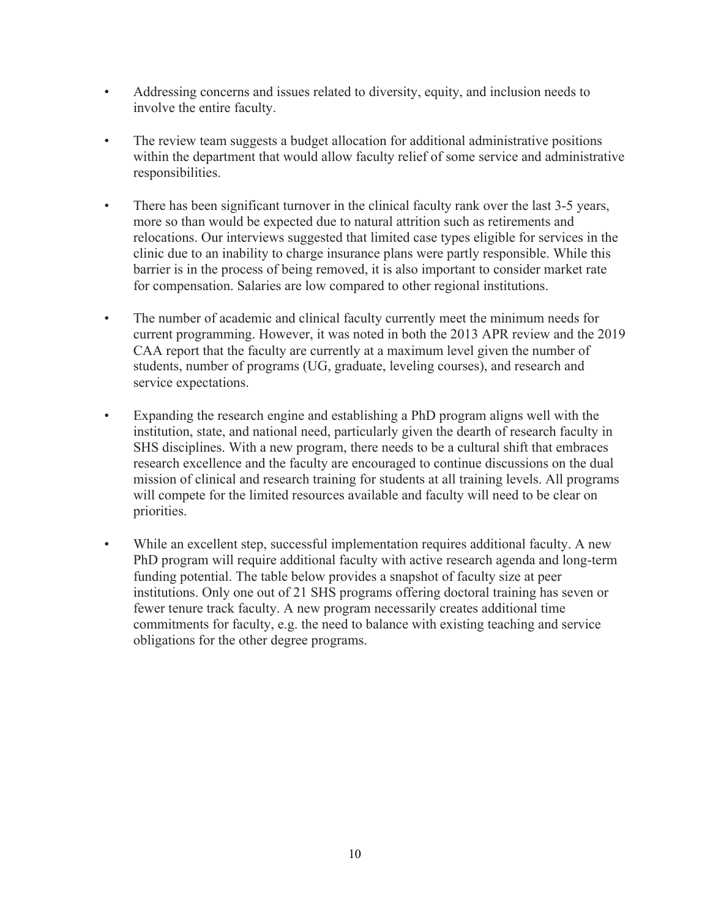- Addressing concerns and issues related to diversity, equity, and inclusion needs to involve the entire faculty.

- The review team suggests a budget allocation for additional administrative positions within the department that would allow faculty relief of some service and administrative responsibilities.

- There has been significant turnover in the clinical faculty rank over the last 3-5 years, more so than would be expected due to natural attrition such as retirements and relocations. Our interviews suggested that limited case types eligible for services in the clinic due to an inability to charge insurance plans were partly responsible. While this barrier is in the process of being removed, it is also important to consider market rate for compensation. Salaries are low compared to other regional institutions.

- The number of academic and clinical faculty currently meet the minimum needs for current programming. However, it was noted in both the 2013 APR review and the 2019 CAA report that the faculty are currently at a maximum level given the number of students, number of programs (UG, graduate, leveling courses), and research and service expectations.

- Expanding the research engine and establishing a PhD program aligns well with the institution, state, and national need, particularly given the dearth of research faculty in SHS disciplines. With a new program, there needs to be a cultural shift that embraces research excellence and the faculty are encouraged to continue discussions on the dual mission of clinical and research training for students at all training levels. All programs will compete for the limited resources available and faculty will need to be clear on priorities.

- While an excellent step, successful implementation requires additional faculty. A new PhD program will require additional faculty with active research agenda and long-term funding potential. The table below provides a snapshot of faculty size at peer institutions. Only one out of 21 SHS programs offering doctoral training has seven or fewer tenure track faculty. A new program necessarily creates additional time commitments for faculty, e.g. the need to balance with existing teaching and service obligations for the other degree programs.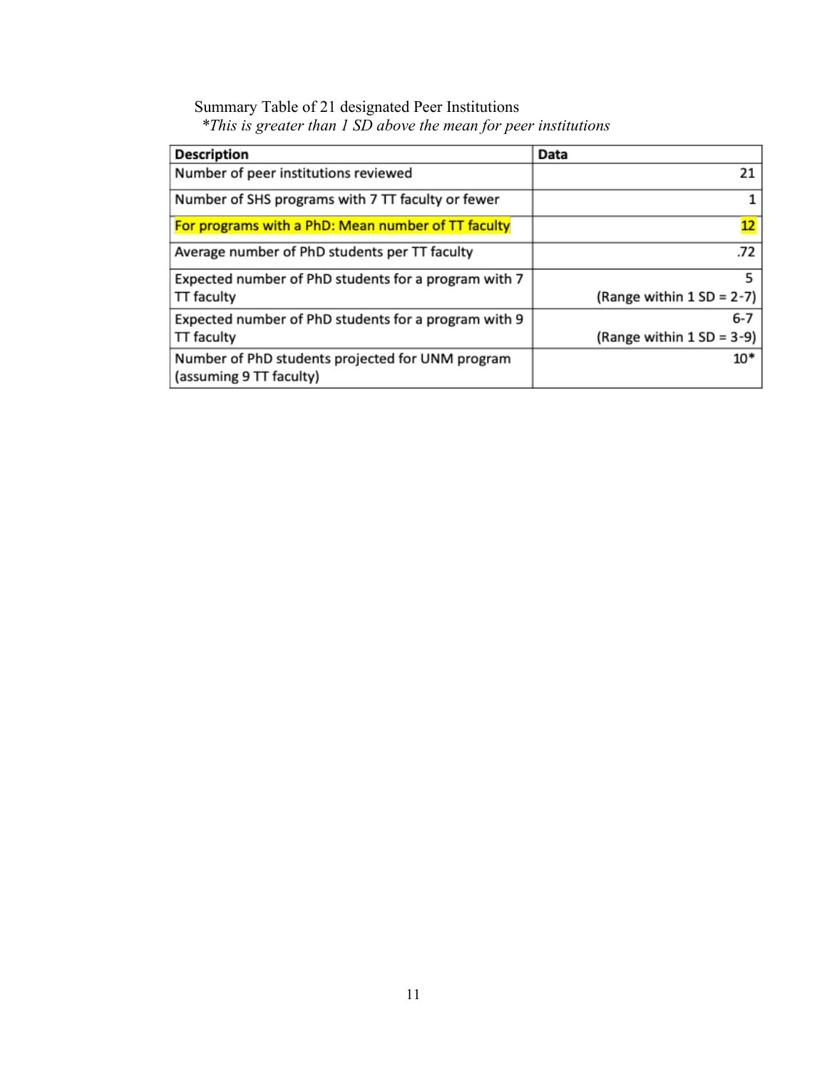Summary Table of 21 designated Peer Institutions

*\*This is greater than 1 SD above the mean for peer institutions*

| Description | Data |
|---|---|
| Number of peer institutions reviewed | 21 |
| Number of SHS programs with 7 TT faculty or fewer | 1 |
| For programs with a PhD: Mean number of TT faculty | 12 |
| Average number of PhD students per TT faculty | .72 |
| Expected number of PhD students for a program with 7 TT faculty | 5 (Range within 1 SD = 2-7) |
| Expected number of PhD students for a program with 9 TT faculty | 6-7 (Range within 1 SD = 3-9) |
| Number of PhD students projected for UNM program (assuming 9 TT faculty) | 10* |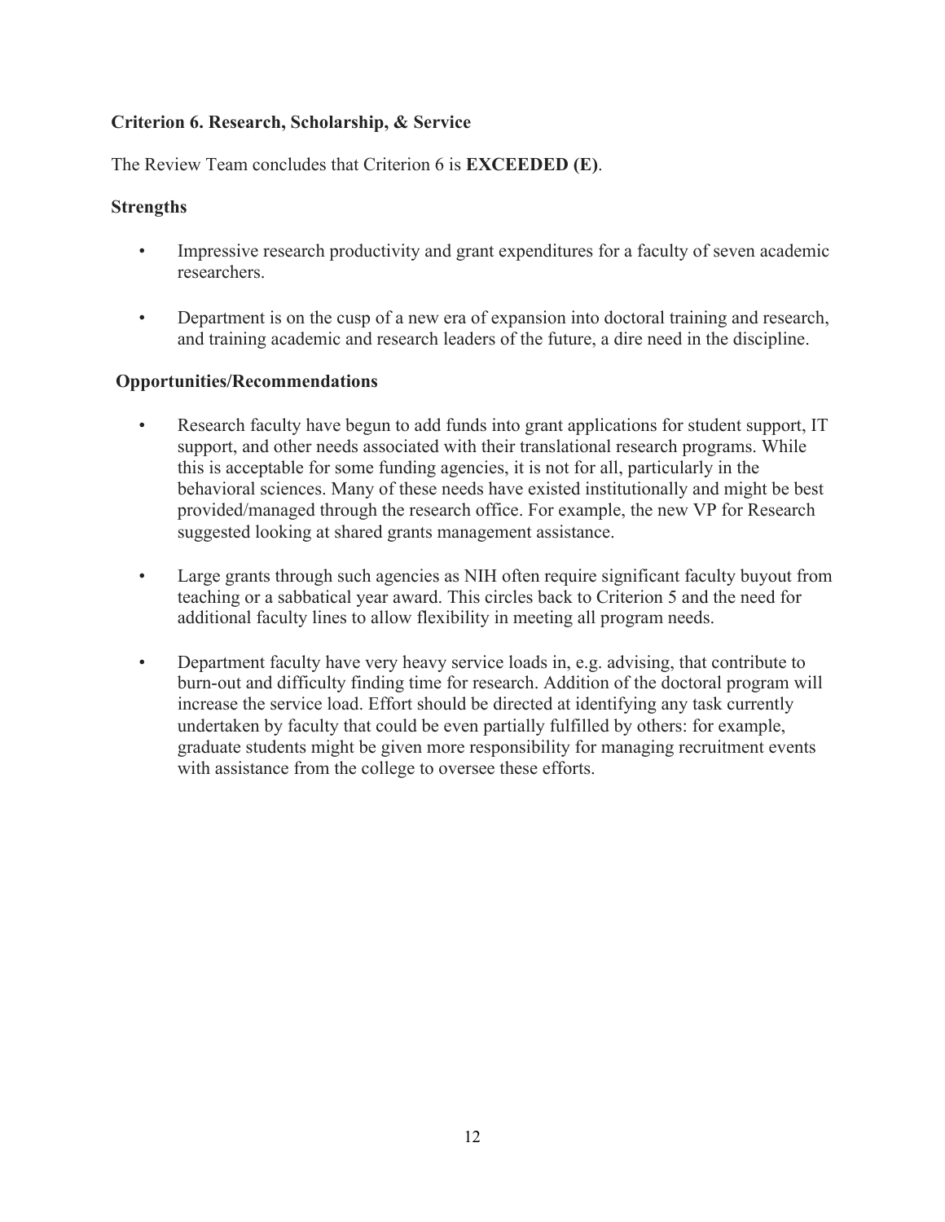**Criterion 6. Research, Scholarship, & Service**

The Review Team concludes that Criterion 6 is **EXCEEDED (E)**.

**Strengths**

- Impressive research productivity and grant expenditures for a faculty of seven academic researchers.
- Department is on the cusp of a new era of expansion into doctoral training and research, and training academic and research leaders of the future, a dire need in the discipline.

**Opportunities/Recommendations**

- Research faculty have begun to add funds into grant applications for student support, IT support, and other needs associated with their translational research programs. While this is acceptable for some funding agencies, it is not for all, particularly in the behavioral sciences. Many of these needs have existed institutionally and might be best provided/managed through the research office. For example, the new VP for Research suggested looking at shared grants management assistance.
- Large grants through such agencies as NIH often require significant faculty buyout from teaching or a sabbatical year award. This circles back to Criterion 5 and the need for additional faculty lines to allow flexibility in meeting all program needs.
- Department faculty have very heavy service loads in, e.g. advising, that contribute to burn-out and difficulty finding time for research. Addition of the doctoral program will increase the service load. Effort should be directed at identifying any task currently undertaken by faculty that could be even partially fulfilled by others: for example, graduate students might be given more responsibility for managing recruitment events with assistance from the college to oversee these efforts.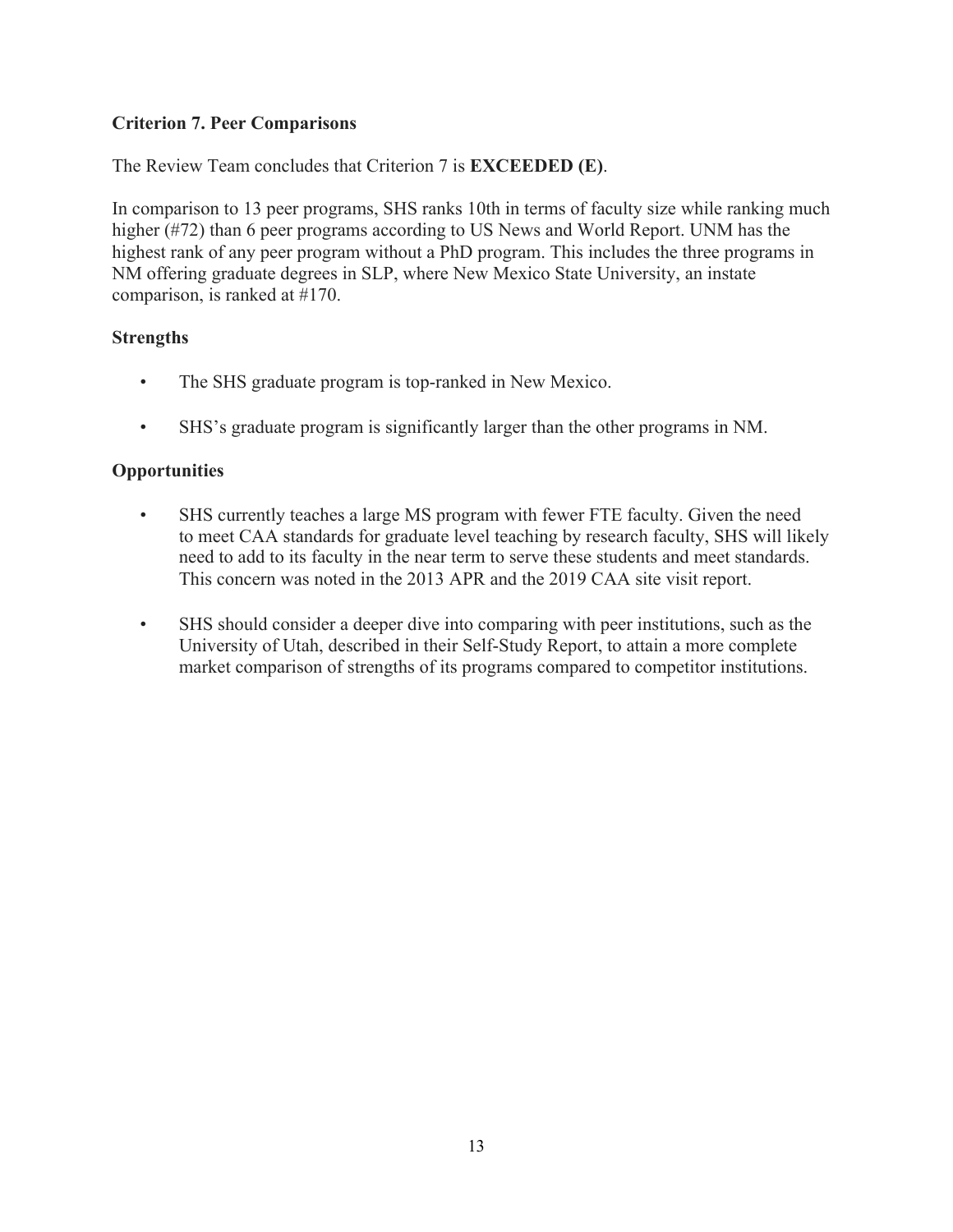### Criterion 7. Peer Comparisons

The Review Team concludes that Criterion 7 is **EXCEEDED (E)**.

In comparison to 13 peer programs, SHS ranks 10th in terms of faculty size while ranking much higher (#72) than 6 peer programs according to US News and World Report. UNM has the highest rank of any peer program without a PhD program. This includes the three programs in NM offering graduate degrees in SLP, where New Mexico State University, an instate comparison, is ranked at #170.

### Strengths

- The SHS graduate program is top-ranked in New Mexico.
- SHS's graduate program is significantly larger than the other programs in NM.

### Opportunities

- SHS currently teaches a large MS program with fewer FTE faculty. Given the need to meet CAA standards for graduate level teaching by research faculty, SHS will likely need to add to its faculty in the near term to serve these students and meet standards. This concern was noted in the 2013 APR and the 2019 CAA site visit report.
- SHS should consider a deeper dive into comparing with peer institutions, such as the University of Utah, described in their Self-Study Report, to attain a more complete market comparison of strengths of its programs compared to competitor institutions.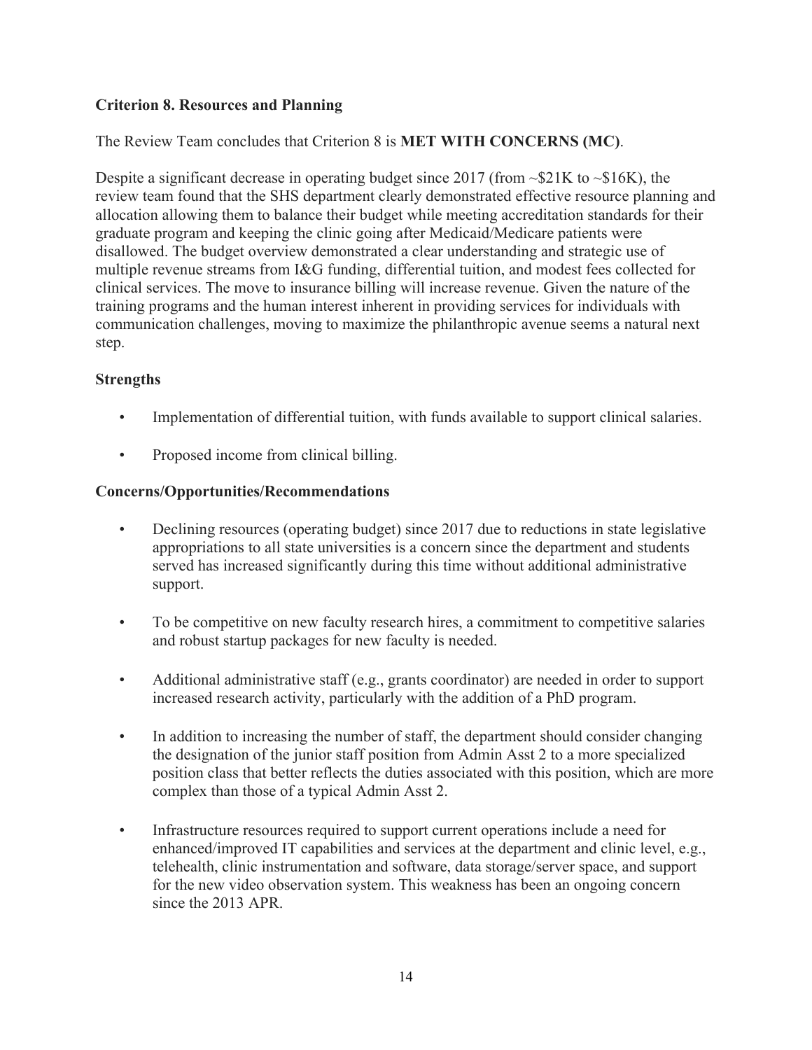**Criterion 8. Resources and Planning**

The Review Team concludes that Criterion 8 is **MET WITH CONCERNS (MC)**.

Despite a significant decrease in operating budget since 2017 (from ~$21K to ~$16K), the review team found that the SHS department clearly demonstrated effective resource planning and allocation allowing them to balance their budget while meeting accreditation standards for their graduate program and keeping the clinic going after Medicaid/Medicare patients were disallowed. The budget overview demonstrated a clear understanding and strategic use of multiple revenue streams from I&G funding, differential tuition, and modest fees collected for clinical services. The move to insurance billing will increase revenue. Given the nature of the training programs and the human interest inherent in providing services for individuals with communication challenges, moving to maximize the philanthropic avenue seems a natural next step.

**Strengths**

- Implementation of differential tuition, with funds available to support clinical salaries.
- Proposed income from clinical billing.

**Concerns/Opportunities/Recommendations**

- Declining resources (operating budget) since 2017 due to reductions in state legislative appropriations to all state universities is a concern since the department and students served has increased significantly during this time without additional administrative support.
- To be competitive on new faculty research hires, a commitment to competitive salaries and robust startup packages for new faculty is needed.
- Additional administrative staff (e.g., grants coordinator) are needed in order to support increased research activity, particularly with the addition of a PhD program.
- In addition to increasing the number of staff, the department should consider changing the designation of the junior staff position from Admin Asst 2 to a more specialized position class that better reflects the duties associated with this position, which are more complex than those of a typical Admin Asst 2.
- Infrastructure resources required to support current operations include a need for enhanced/improved IT capabilities and services at the department and clinic level, e.g., telehealth, clinic instrumentation and software, data storage/server space, and support for the new video observation system. This weakness has been an ongoing concern since the 2013 APR.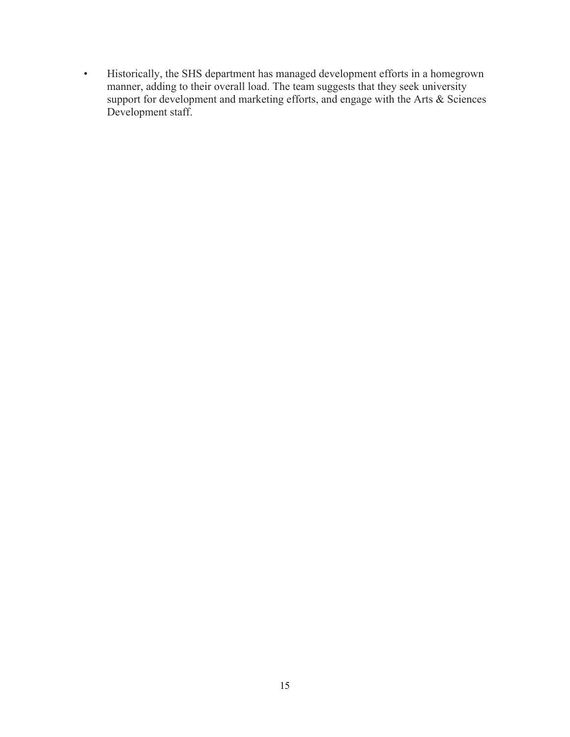- Historically, the SHS department has managed development efforts in a homegrown manner, adding to their overall load. The team suggests that they seek university support for development and marketing efforts, and engage with the Arts & Sciences Development staff.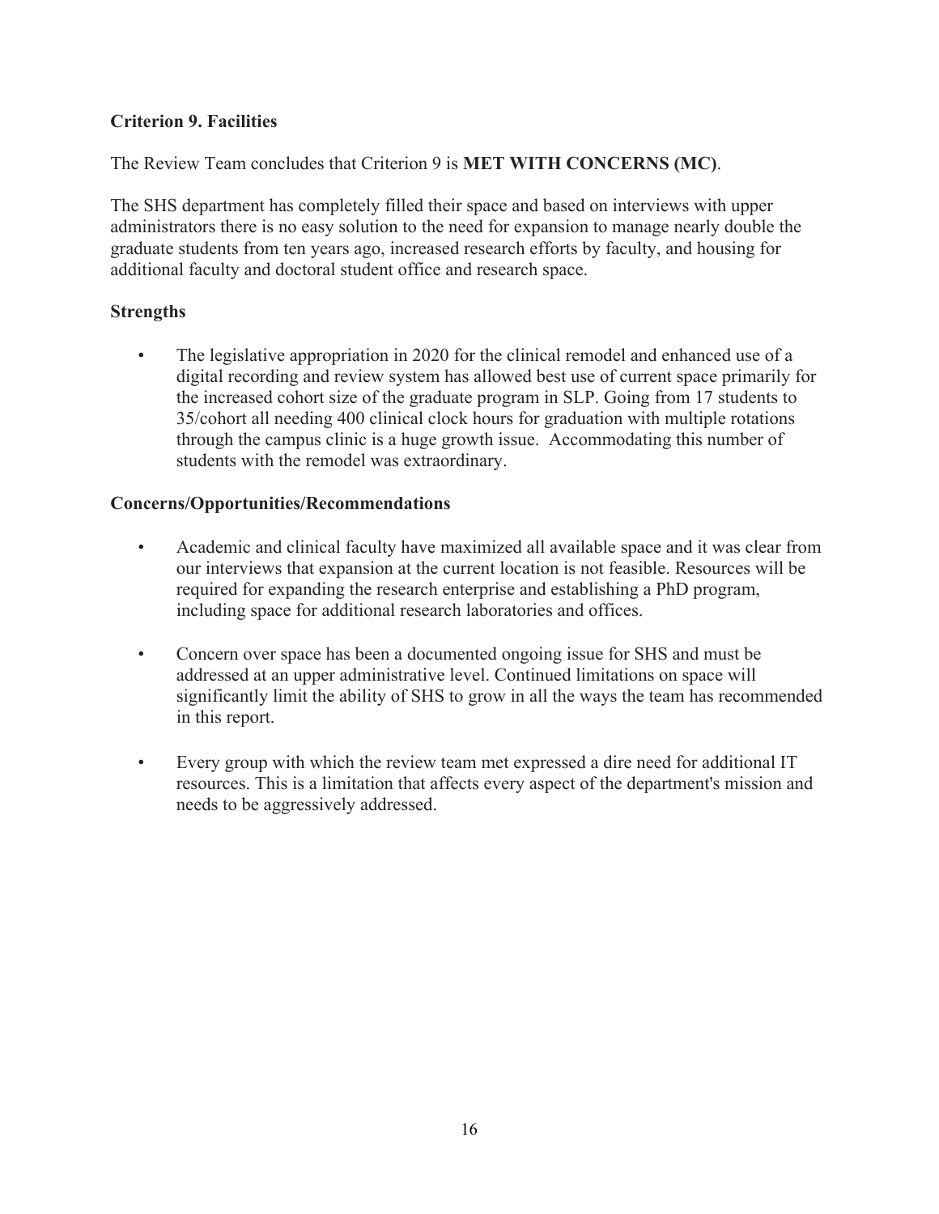**Criterion 9. Facilities**

The Review Team concludes that Criterion 9 is **MET WITH CONCERNS (MC)**.

The SHS department has completely filled their space and based on interviews with upper administrators there is no easy solution to the need for expansion to manage nearly double the graduate students from ten years ago, increased research efforts by faculty, and housing for additional faculty and doctoral student office and research space.

**Strengths**

- The legislative appropriation in 2020 for the clinical remodel and enhanced use of a digital recording and review system has allowed best use of current space primarily for the increased cohort size of the graduate program in SLP. Going from 17 students to 35/cohort all needing 400 clinical clock hours for graduation with multiple rotations through the campus clinic is a huge growth issue. Accommodating this number of students with the remodel was extraordinary.

**Concerns/Opportunities/Recommendations**

- Academic and clinical faculty have maximized all available space and it was clear from our interviews that expansion at the current location is not feasible. Resources will be required for expanding the research enterprise and establishing a PhD program, including space for additional research laboratories and offices.
- Concern over space has been a documented ongoing issue for SHS and must be addressed at an upper administrative level. Continued limitations on space will significantly limit the ability of SHS to grow in all the ways the team has recommended in this report.
- Every group with which the review team met expressed a dire need for additional IT resources. This is a limitation that affects every aspect of the department's mission and needs to be aggressively addressed.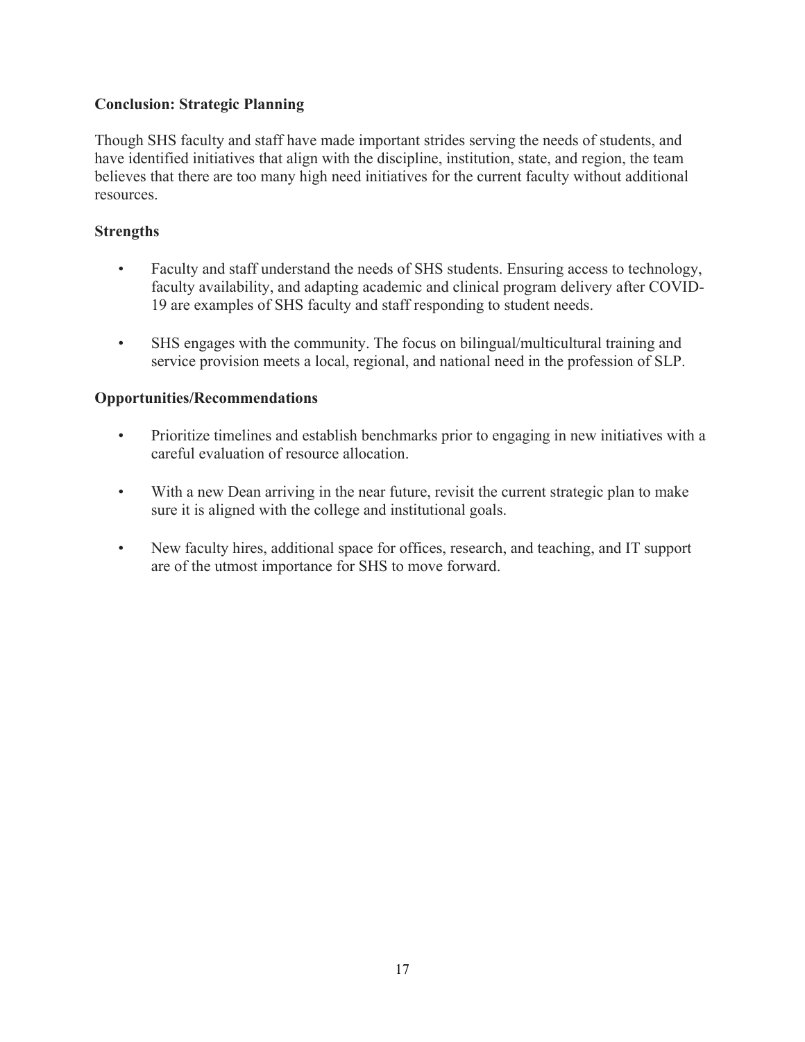## Conclusion: Strategic Planning

Though SHS faculty and staff have made important strides serving the needs of students, and have identified initiatives that align with the discipline, institution, state, and region, the team believes that there are too many high need initiatives for the current faculty without additional resources.

### Strengths

- Faculty and staff understand the needs of SHS students. Ensuring access to technology, faculty availability, and adapting academic and clinical program delivery after COVID-19 are examples of SHS faculty and staff responding to student needs.
- SHS engages with the community. The focus on bilingual/multicultural training and service provision meets a local, regional, and national need in the profession of SLP.

### Opportunities/Recommendations

- Prioritize timelines and establish benchmarks prior to engaging in new initiatives with a careful evaluation of resource allocation.
- With a new Dean arriving in the near future, revisit the current strategic plan to make sure it is aligned with the college and institutional goals.
- New faculty hires, additional space for offices, research, and teaching, and IT support are of the utmost importance for SHS to move forward.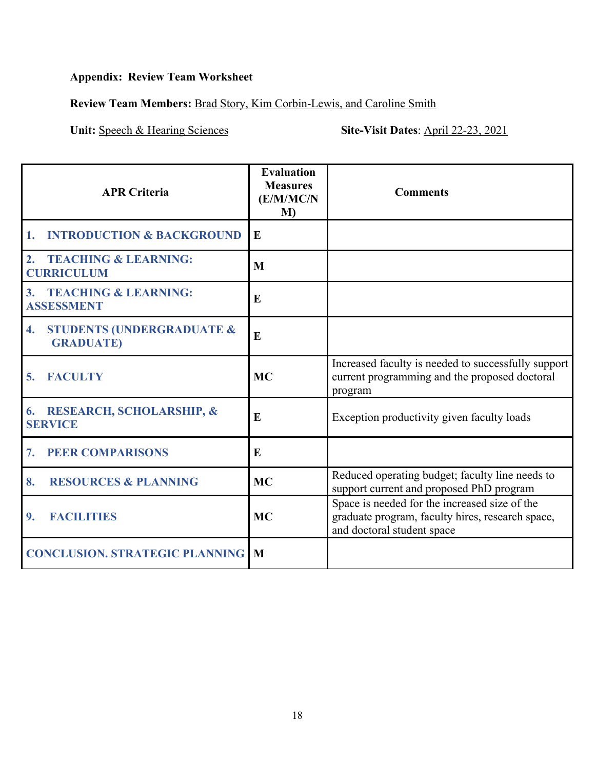**Appendix: Review Team Worksheet**

**Review Team Members:** Brad Story, Kim Corbin-Lewis, and Caroline Smith

**Unit:** Speech & Hearing Sciences **Site-Visit Dates**: April 22-23, 2021

| APR Criteria | Evaluation Measures (E/M/MC/NM) | Comments |
|---|---|---|
| **1. INTRODUCTION & BACKGROUND** | **E** | |
| **2. TEACHING & LEARNING: CURRICULUM** | **M** | |
| **3. TEACHING & LEARNING: ASSESSMENT** | **E** | |
| **4. STUDENTS (UNDERGRADUATE & GRADUATE)** | **E** | |
| **5. FACULTY** | **MC** | Increased faculty is needed to successfully support current programming and the proposed doctoral program |
| **6. RESEARCH, SCHOLARSHIP, & SERVICE** | **E** | Exception productivity given faculty loads |
| **7. PEER COMPARISONS** | **E** | |
| **8. RESOURCES & PLANNING** | **MC** | Reduced operating budget; faculty line needs to support current and proposed PhD program |
| **9. FACILITIES** | **MC** | Space is needed for the increased size of the graduate program, faculty hires, research space, and doctoral student space |
| **CONCLUSION. STRATEGIC PLANNING** | **M** | |